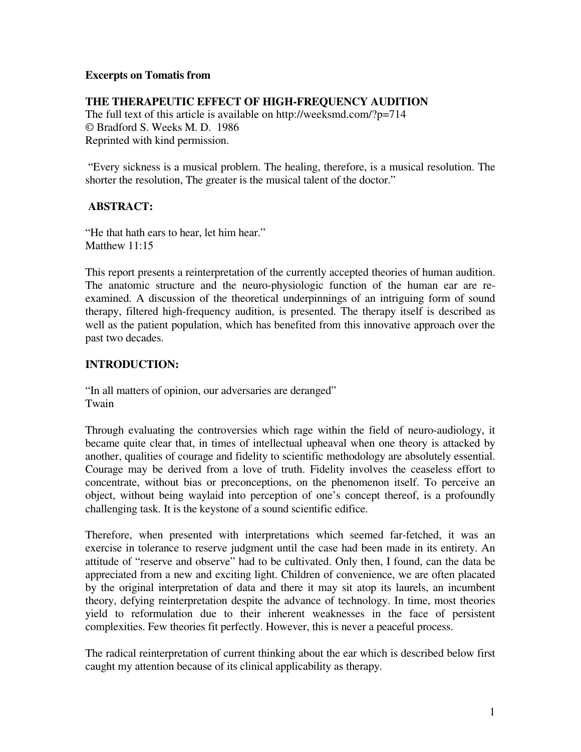**Excerpts on Tomatis from**

# THE THERAPEUTIC EFFECT OF HIGH-FREQUENCY AUDITION

The full text of this article is available on http://weeksmd.com/?p=714
© Bradford S. Weeks M. D. 1986
Reprinted with kind permission.

"Every sickness is a musical problem. The healing, therefore, is a musical resolution. The shorter the resolution, The greater is the musical talent of the doctor."

## ABSTRACT:

"He that hath ears to hear, let him hear."
Matthew 11:15

This report presents a reinterpretation of the currently accepted theories of human audition. The anatomic structure and the neuro-physiologic function of the human ear are re-examined. A discussion of the theoretical underpinnings of an intriguing form of sound therapy, filtered high-frequency audition, is presented. The therapy itself is described as well as the patient population, which has benefited from this innovative approach over the past two decades.

## INTRODUCTION:

"In all matters of opinion, our adversaries are deranged"
Twain

Through evaluating the controversies which rage within the field of neuro-audiology, it became quite clear that, in times of intellectual upheaval when one theory is attacked by another, qualities of courage and fidelity to scientific methodology are absolutely essential. Courage may be derived from a love of truth. Fidelity involves the ceaseless effort to concentrate, without bias or preconceptions, on the phenomenon itself. To perceive an object, without being waylaid into perception of one's concept thereof, is a profoundly challenging task. It is the keystone of a sound scientific edifice.

Therefore, when presented with interpretations which seemed far-fetched, it was an exercise in tolerance to reserve judgment until the case had been made in its entirety. An attitude of "reserve and observe" had to be cultivated. Only then, I found, can the data be appreciated from a new and exciting light. Children of convenience, we are often placated by the original interpretation of data and there it may sit atop its laurels, an incumbent theory, defying reinterpretation despite the advance of technology. In time, most theories yield to reformulation due to their inherent weaknesses in the face of persistent complexities. Few theories fit perfectly. However, this is never a peaceful process.

The radical reinterpretation of current thinking about the ear which is described below first caught my attention because of its clinical applicability as therapy.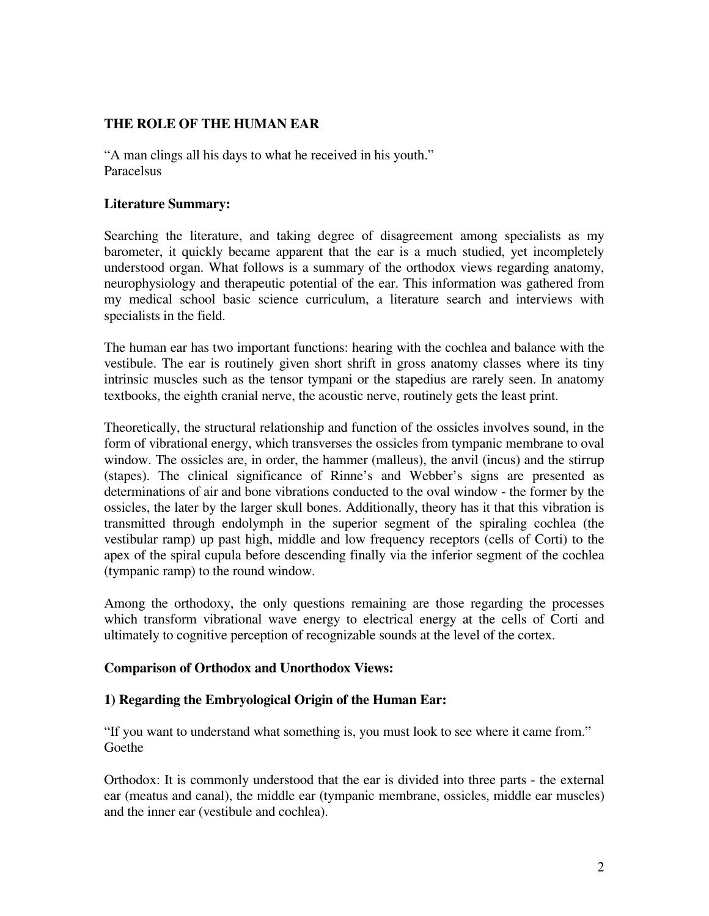## THE ROLE OF THE HUMAN EAR

"A man clings all his days to what he received in his youth."
Paracelsus

### Literature Summary:

Searching the literature, and taking degree of disagreement among specialists as my barometer, it quickly became apparent that the ear is a much studied, yet incompletely understood organ. What follows is a summary of the orthodox views regarding anatomy, neurophysiology and therapeutic potential of the ear. This information was gathered from my medical school basic science curriculum, a literature search and interviews with specialists in the field.

The human ear has two important functions: hearing with the cochlea and balance with the vestibule. The ear is routinely given short shrift in gross anatomy classes where its tiny intrinsic muscles such as the tensor tympani or the stapedius are rarely seen. In anatomy textbooks, the eighth cranial nerve, the acoustic nerve, routinely gets the least print.

Theoretically, the structural relationship and function of the ossicles involves sound, in the form of vibrational energy, which transverses the ossicles from tympanic membrane to oval window. The ossicles are, in order, the hammer (malleus), the anvil (incus) and the stirrup (stapes). The clinical significance of Rinne's and Webber's signs are presented as determinations of air and bone vibrations conducted to the oval window - the former by the ossicles, the later by the larger skull bones. Additionally, theory has it that this vibration is transmitted through endolymph in the superior segment of the spiraling cochlea (the vestibular ramp) up past high, middle and low frequency receptors (cells of Corti) to the apex of the spiral cupula before descending finally via the inferior segment of the cochlea (tympanic ramp) to the round window.

Among the orthodoxy, the only questions remaining are those regarding the processes which transform vibrational wave energy to electrical energy at the cells of Corti and ultimately to cognitive perception of recognizable sounds at the level of the cortex.

### Comparison of Orthodox and Unorthodox Views:

### 1) Regarding the Embryological Origin of the Human Ear:

"If you want to understand what something is, you must look to see where it came from."
Goethe

Orthodox: It is commonly understood that the ear is divided into three parts - the external ear (meatus and canal), the middle ear (tympanic membrane, ossicles, middle ear muscles) and the inner ear (vestibule and cochlea).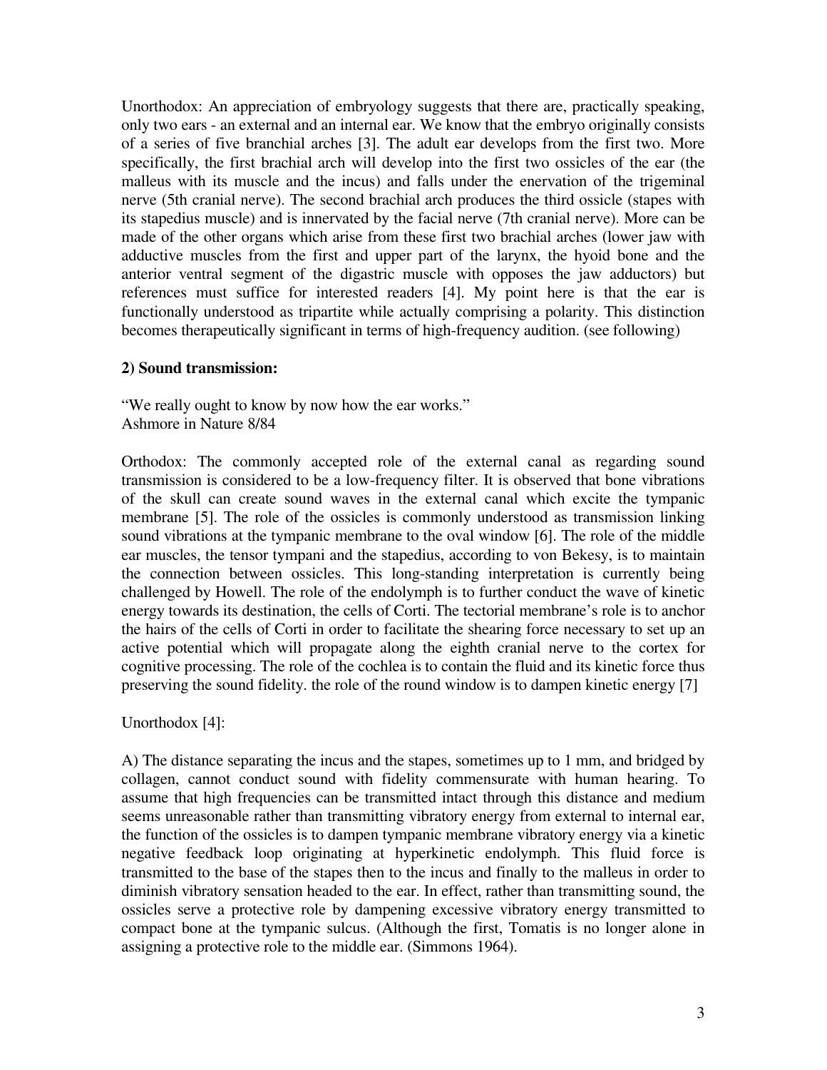Unorthodox: An appreciation of embryology suggests that there are, practically speaking, only two ears - an external and an internal ear. We know that the embryo originally consists of a series of five branchial arches [3]. The adult ear develops from the first two. More specifically, the first brachial arch will develop into the first two ossicles of the ear (the malleus with its muscle and the incus) and falls under the enervation of the trigeminal nerve (5th cranial nerve). The second brachial arch produces the third ossicle (stapes with its stapedius muscle) and is innervated by the facial nerve (7th cranial nerve). More can be made of the other organs which arise from these first two brachial arches (lower jaw with adductive muscles from the first and upper part of the larynx, the hyoid bone and the anterior ventral segment of the digastric muscle with opposes the jaw adductors) but references must suffice for interested readers [4]. My point here is that the ear is functionally understood as tripartite while actually comprising a polarity. This distinction becomes therapeutically significant in terms of high-frequency audition. (see following)

**2) Sound transmission:**

"We really ought to know by now how the ear works."
Ashmore in Nature 8/84

Orthodox: The commonly accepted role of the external canal as regarding sound transmission is considered to be a low-frequency filter. It is observed that bone vibrations of the skull can create sound waves in the external canal which excite the tympanic membrane [5]. The role of the ossicles is commonly understood as transmission linking sound vibrations at the tympanic membrane to the oval window [6]. The role of the middle ear muscles, the tensor tympani and the stapedius, according to von Bekesy, is to maintain the connection between ossicles. This long-standing interpretation is currently being challenged by Howell. The role of the endolymph is to further conduct the wave of kinetic energy towards its destination, the cells of Corti. The tectorial membrane's role is to anchor the hairs of the cells of Corti in order to facilitate the shearing force necessary to set up an active potential which will propagate along the eighth cranial nerve to the cortex for cognitive processing. The role of the cochlea is to contain the fluid and its kinetic force thus preserving the sound fidelity. the role of the round window is to dampen kinetic energy [7]

Unorthodox [4]:

A) The distance separating the incus and the stapes, sometimes up to 1 mm, and bridged by collagen, cannot conduct sound with fidelity commensurate with human hearing. To assume that high frequencies can be transmitted intact through this distance and medium seems unreasonable rather than transmitting vibratory energy from external to internal ear, the function of the ossicles is to dampen tympanic membrane vibratory energy via a kinetic negative feedback loop originating at hyperkinetic endolymph. This fluid force is transmitted to the base of the stapes then to the incus and finally to the malleus in order to diminish vibratory sensation headed to the ear. In effect, rather than transmitting sound, the ossicles serve a protective role by dampening excessive vibratory energy transmitted to compact bone at the tympanic sulcus. (Although the first, Tomatis is no longer alone in assigning a protective role to the middle ear. (Simmons 1964).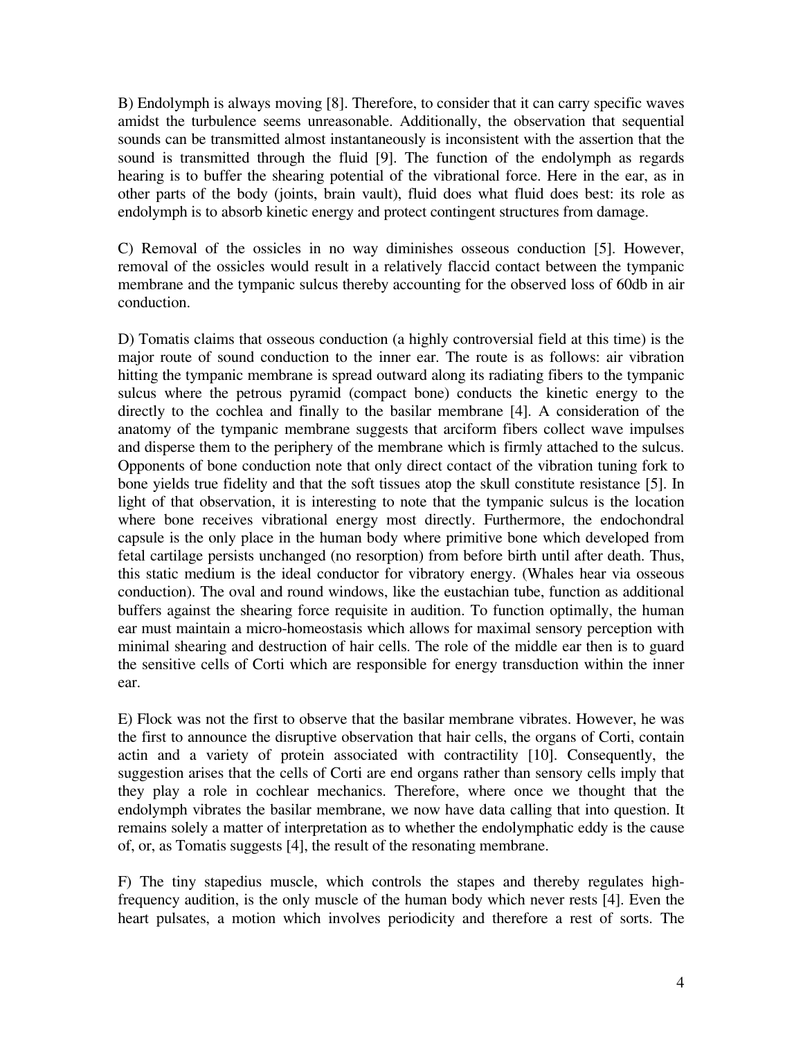B) Endolymph is always moving [8]. Therefore, to consider that it can carry specific waves amidst the turbulence seems unreasonable. Additionally, the observation that sequential sounds can be transmitted almost instantaneously is inconsistent with the assertion that the sound is transmitted through the fluid [9]. The function of the endolymph as regards hearing is to buffer the shearing potential of the vibrational force. Here in the ear, as in other parts of the body (joints, brain vault), fluid does what fluid does best: its role as endolymph is to absorb kinetic energy and protect contingent structures from damage.

C) Removal of the ossicles in no way diminishes osseous conduction [5]. However, removal of the ossicles would result in a relatively flaccid contact between the tympanic membrane and the tympanic sulcus thereby accounting for the observed loss of 60db in air conduction.

D) Tomatis claims that osseous conduction (a highly controversial field at this time) is the major route of sound conduction to the inner ear. The route is as follows: air vibration hitting the tympanic membrane is spread outward along its radiating fibers to the tympanic sulcus where the petrous pyramid (compact bone) conducts the kinetic energy to the directly to the cochlea and finally to the basilar membrane [4]. A consideration of the anatomy of the tympanic membrane suggests that arciform fibers collect wave impulses and disperse them to the periphery of the membrane which is firmly attached to the sulcus. Opponents of bone conduction note that only direct contact of the vibration tuning fork to bone yields true fidelity and that the soft tissues atop the skull constitute resistance [5]. In light of that observation, it is interesting to note that the tympanic sulcus is the location where bone receives vibrational energy most directly. Furthermore, the endochondral capsule is the only place in the human body where primitive bone which developed from fetal cartilage persists unchanged (no resorption) from before birth until after death. Thus, this static medium is the ideal conductor for vibratory energy. (Whales hear via osseous conduction). The oval and round windows, like the eustachian tube, function as additional buffers against the shearing force requisite in audition. To function optimally, the human ear must maintain a micro-homeostasis which allows for maximal sensory perception with minimal shearing and destruction of hair cells. The role of the middle ear then is to guard the sensitive cells of Corti which are responsible for energy transduction within the inner ear.

E) Flock was not the first to observe that the basilar membrane vibrates. However, he was the first to announce the disruptive observation that hair cells, the organs of Corti, contain actin and a variety of protein associated with contractility [10]. Consequently, the suggestion arises that the cells of Corti are end organs rather than sensory cells imply that they play a role in cochlear mechanics. Therefore, where once we thought that the endolymph vibrates the basilar membrane, we now have data calling that into question. It remains solely a matter of interpretation as to whether the endolymphatic eddy is the cause of, or, as Tomatis suggests [4], the result of the resonating membrane.

F) The tiny stapedius muscle, which controls the stapes and thereby regulates high-frequency audition, is the only muscle of the human body which never rests [4]. Even the heart pulsates, a motion which involves periodicity and therefore a rest of sorts. The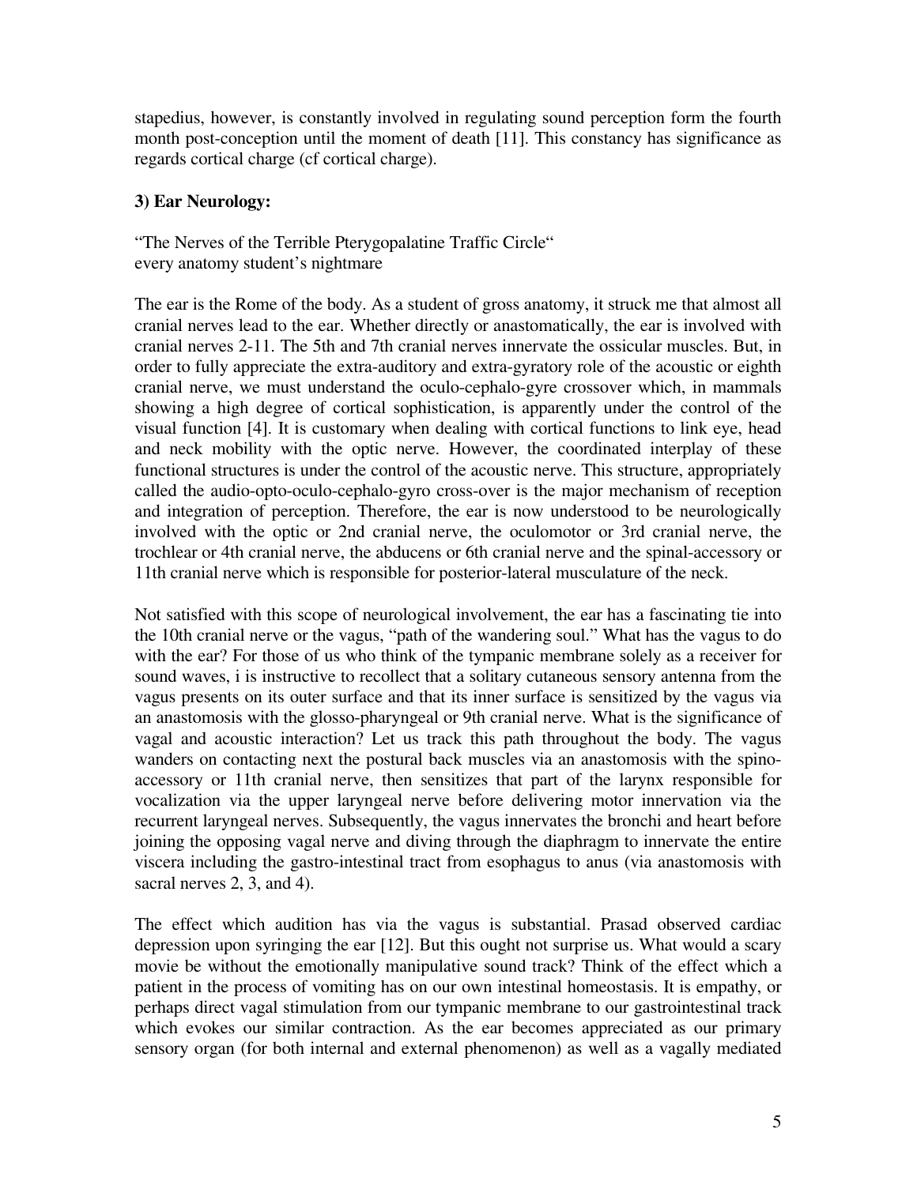stapedius, however, is constantly involved in regulating sound perception form the fourth month post-conception until the moment of death [11]. This constancy has significance as regards cortical charge (cf cortical charge).

**3) Ear Neurology:**

"The Nerves of the Terrible Pterygopalatine Traffic Circle"
every anatomy student's nightmare

The ear is the Rome of the body. As a student of gross anatomy, it struck me that almost all cranial nerves lead to the ear. Whether directly or anastomatically, the ear is involved with cranial nerves 2-11. The 5th and 7th cranial nerves innervate the ossicular muscles. But, in order to fully appreciate the extra-auditory and extra-gyratory role of the acoustic or eighth cranial nerve, we must understand the oculo-cephalo-gyre crossover which, in mammals showing a high degree of cortical sophistication, is apparently under the control of the visual function [4]. It is customary when dealing with cortical functions to link eye, head and neck mobility with the optic nerve. However, the coordinated interplay of these functional structures is under the control of the acoustic nerve. This structure, appropriately called the audio-opto-oculo-cephalo-gyro cross-over is the major mechanism of reception and integration of perception. Therefore, the ear is now understood to be neurologically involved with the optic or 2nd cranial nerve, the oculomotor or 3rd cranial nerve, the trochlear or 4th cranial nerve, the abducens or 6th cranial nerve and the spinal-accessory or 11th cranial nerve which is responsible for posterior-lateral musculature of the neck.

Not satisfied with this scope of neurological involvement, the ear has a fascinating tie into the 10th cranial nerve or the vagus, "path of the wandering soul." What has the vagus to do with the ear? For those of us who think of the tympanic membrane solely as a receiver for sound waves, i is instructive to recollect that a solitary cutaneous sensory antenna from the vagus presents on its outer surface and that its inner surface is sensitized by the vagus via an anastomosis with the glosso-pharyngeal or 9th cranial nerve. What is the significance of vagal and acoustic interaction? Let us track this path throughout the body. The vagus wanders on contacting next the postural back muscles via an anastomosis with the spino-accessory or 11th cranial nerve, then sensitizes that part of the larynx responsible for vocalization via the upper laryngeal nerve before delivering motor innervation via the recurrent laryngeal nerves. Subsequently, the vagus innervates the bronchi and heart before joining the opposing vagal nerve and diving through the diaphragm to innervate the entire viscera including the gastro-intestinal tract from esophagus to anus (via anastomosis with sacral nerves 2, 3, and 4).

The effect which audition has via the vagus is substantial. Prasad observed cardiac depression upon syringing the ear [12]. But this ought not surprise us. What would a scary movie be without the emotionally manipulative sound track? Think of the effect which a patient in the process of vomiting has on our own intestinal homeostasis. It is empathy, or perhaps direct vagal stimulation from our tympanic membrane to our gastrointestinal track which evokes our similar contraction. As the ear becomes appreciated as our primary sensory organ (for both internal and external phenomenon) as well as a vagally mediated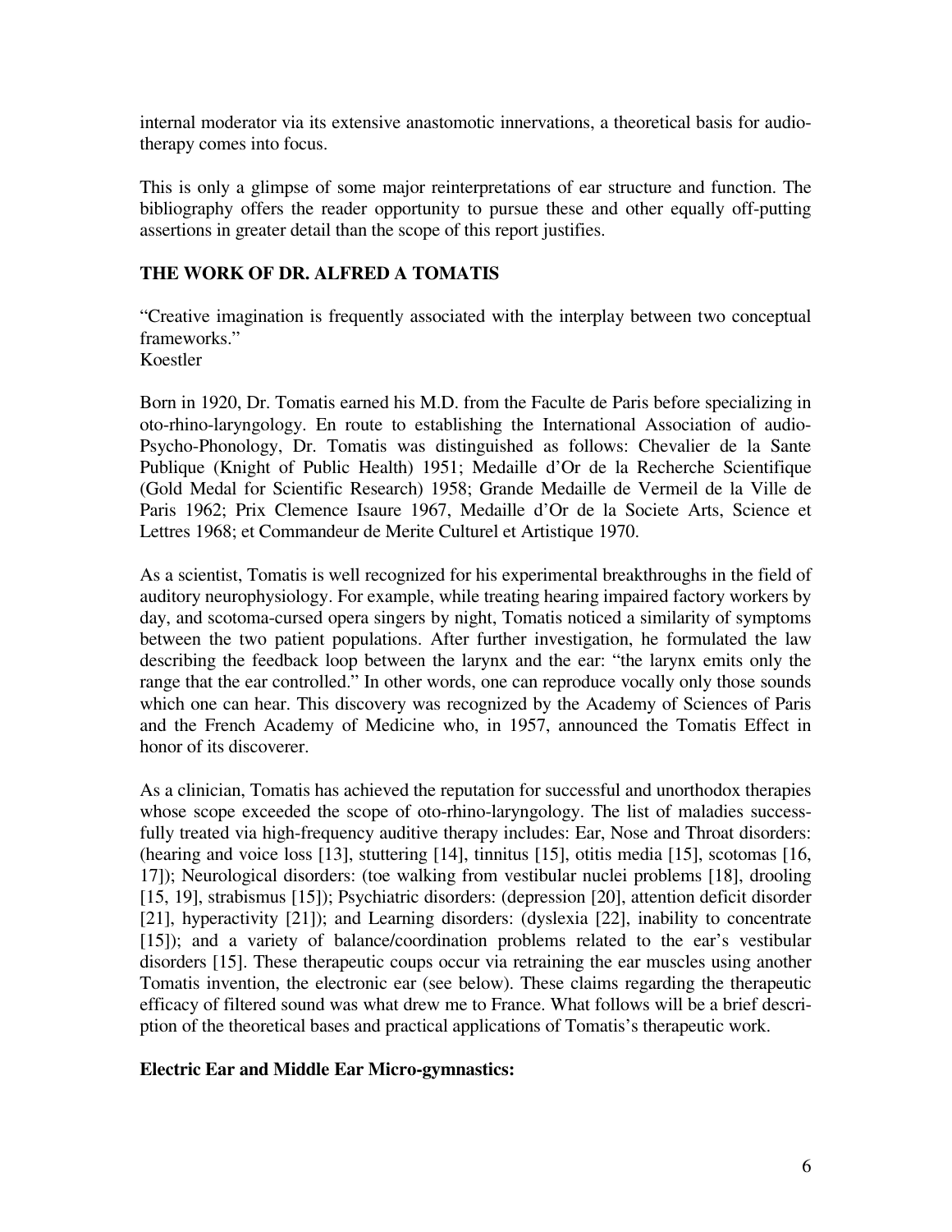internal moderator via its extensive anastomotic innervations, a theoretical basis for audio-therapy comes into focus.

This is only a glimpse of some major reinterpretations of ear structure and function. The bibliography offers the reader opportunity to pursue these and other equally off-putting assertions in greater detail than the scope of this report justifies.

## THE WORK OF DR. ALFRED A TOMATIS

"Creative imagination is frequently associated with the interplay between two conceptual frameworks."
Koestler

Born in 1920, Dr. Tomatis earned his M.D. from the Faculte de Paris before specializing in oto-rhino-laryngology. En route to establishing the International Association of audio-Psycho-Phonology, Dr. Tomatis was distinguished as follows: Chevalier de la Sante Publique (Knight of Public Health) 1951; Medaille d'Or de la Recherche Scientifique (Gold Medal for Scientific Research) 1958; Grande Medaille de Vermeil de la Ville de Paris 1962; Prix Clemence Isaure 1967, Medaille d'Or de la Societe Arts, Science et Lettres 1968; et Commandeur de Merite Culturel et Artistique 1970.

As a scientist, Tomatis is well recognized for his experimental breakthroughs in the field of auditory neurophysiology. For example, while treating hearing impaired factory workers by day, and scotoma-cursed opera singers by night, Tomatis noticed a similarity of symptoms between the two patient populations. After further investigation, he formulated the law describing the feedback loop between the larynx and the ear: "the larynx emits only the range that the ear controlled." In other words, one can reproduce vocally only those sounds which one can hear. This discovery was recognized by the Academy of Sciences of Paris and the French Academy of Medicine who, in 1957, announced the Tomatis Effect in honor of its discoverer.

As a clinician, Tomatis has achieved the reputation for successful and unorthodox therapies whose scope exceeded the scope of oto-rhino-laryngology. The list of maladies successfully treated via high-frequency auditive therapy includes: Ear, Nose and Throat disorders: (hearing and voice loss [13], stuttering [14], tinnitus [15], otitis media [15], scotomas [16, 17]); Neurological disorders: (toe walking from vestibular nuclei problems [18], drooling [15, 19], strabismus [15]); Psychiatric disorders: (depression [20], attention deficit disorder [21], hyperactivity [21]); and Learning disorders: (dyslexia [22], inability to concentrate [15]); and a variety of balance/coordination problems related to the ear's vestibular disorders [15]. These therapeutic coups occur via retraining the ear muscles using another Tomatis invention, the electronic ear (see below). These claims regarding the therapeutic efficacy of filtered sound was what drew me to France. What follows will be a brief description of the theoretical bases and practical applications of Tomatis's therapeutic work.

### Electric Ear and Middle Ear Micro-gymnastics: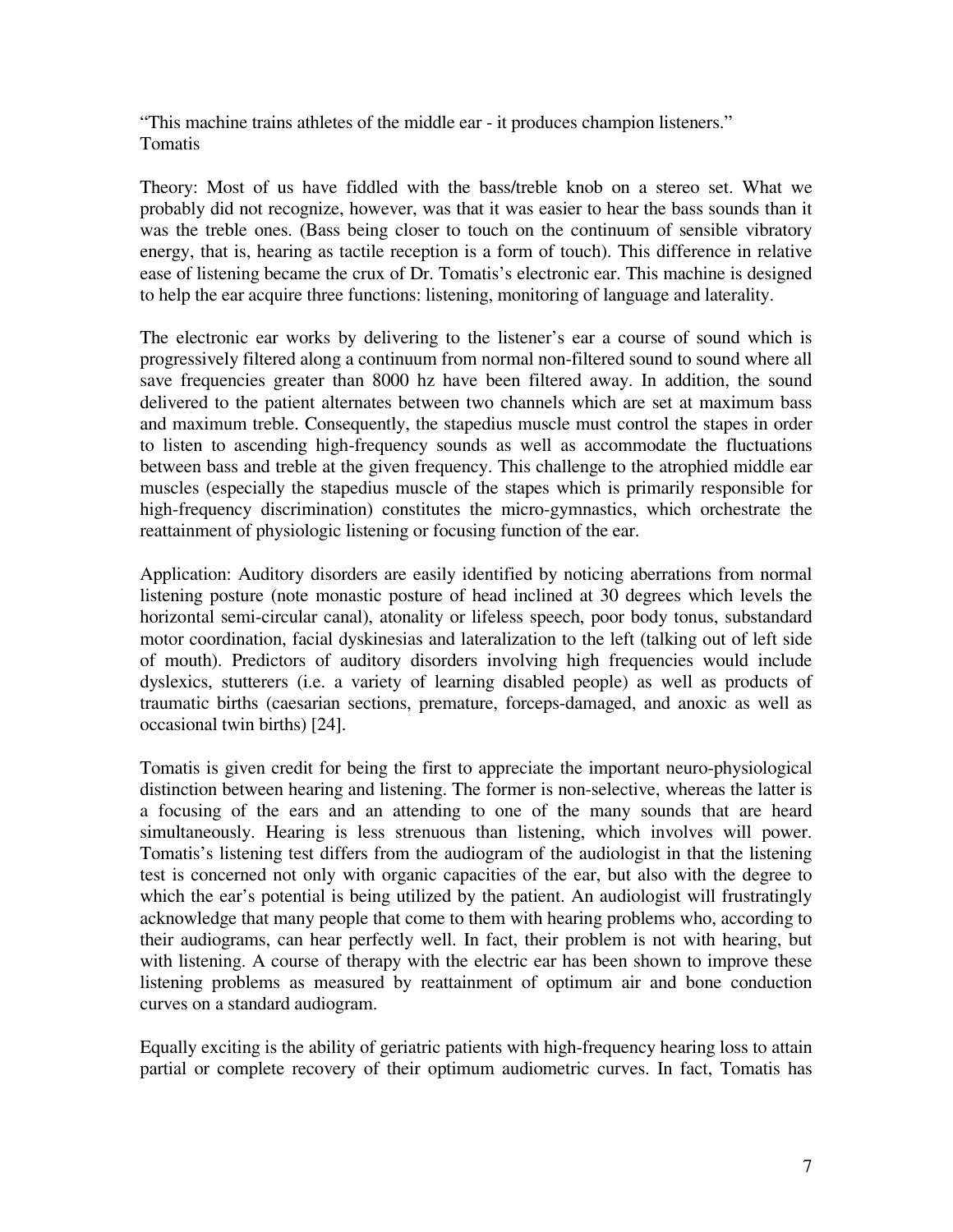"This machine trains athletes of the middle ear - it produces champion listeners."
Tomatis

Theory: Most of us have fiddled with the bass/treble knob on a stereo set. What we probably did not recognize, however, was that it was easier to hear the bass sounds than it was the treble ones. (Bass being closer to touch on the continuum of sensible vibratory energy, that is, hearing as tactile reception is a form of touch). This difference in relative ease of listening became the crux of Dr. Tomatis's electronic ear. This machine is designed to help the ear acquire three functions: listening, monitoring of language and laterality.

The electronic ear works by delivering to the listener's ear a course of sound which is progressively filtered along a continuum from normal non-filtered sound to sound where all save frequencies greater than 8000 hz have been filtered away. In addition, the sound delivered to the patient alternates between two channels which are set at maximum bass and maximum treble. Consequently, the stapedius muscle must control the stapes in order to listen to ascending high-frequency sounds as well as accommodate the fluctuations between bass and treble at the given frequency. This challenge to the atrophied middle ear muscles (especially the stapedius muscle of the stapes which is primarily responsible for high-frequency discrimination) constitutes the micro-gymnastics, which orchestrate the reattainment of physiologic listening or focusing function of the ear.

Application: Auditory disorders are easily identified by noticing aberrations from normal listening posture (note monastic posture of head inclined at 30 degrees which levels the horizontal semi-circular canal), atonality or lifeless speech, poor body tonus, substandard motor coordination, facial dyskinesias and lateralization to the left (talking out of left side of mouth). Predictors of auditory disorders involving high frequencies would include dyslexics, stutterers (i.e. a variety of learning disabled people) as well as products of traumatic births (caesarian sections, premature, forceps-damaged, and anoxic as well as occasional twin births) [24].

Tomatis is given credit for being the first to appreciate the important neuro-physiological distinction between hearing and listening. The former is non-selective, whereas the latter is a focusing of the ears and an attending to one of the many sounds that are heard simultaneously. Hearing is less strenuous than listening, which involves will power. Tomatis's listening test differs from the audiogram of the audiologist in that the listening test is concerned not only with organic capacities of the ear, but also with the degree to which the ear's potential is being utilized by the patient. An audiologist will frustratingly acknowledge that many people that come to them with hearing problems who, according to their audiograms, can hear perfectly well. In fact, their problem is not with hearing, but with listening. A course of therapy with the electric ear has been shown to improve these listening problems as measured by reattainment of optimum air and bone conduction curves on a standard audiogram.

Equally exciting is the ability of geriatric patients with high-frequency hearing loss to attain partial or complete recovery of their optimum audiometric curves. In fact, Tomatis has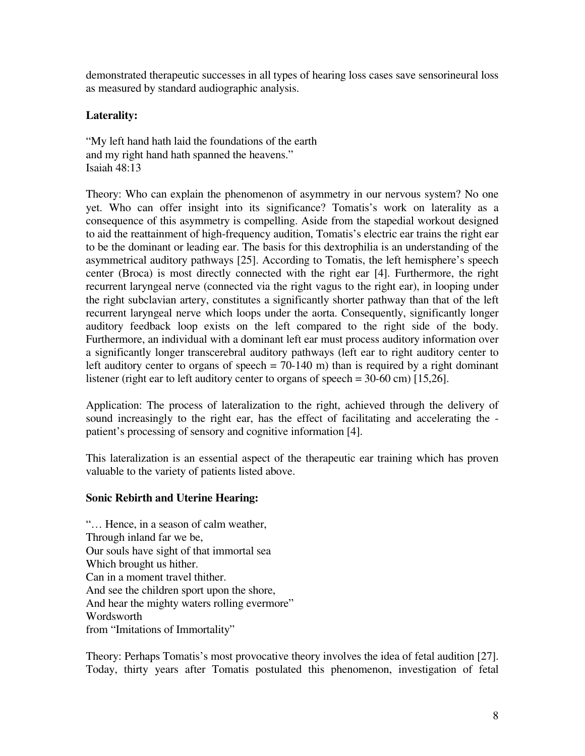demonstrated therapeutic successes in all types of hearing loss cases save sensorineural loss as measured by standard audiographic analysis.

**Laterality:**

"My left hand hath laid the foundations of the earth
and my right hand hath spanned the heavens."
Isaiah 48:13

Theory: Who can explain the phenomenon of asymmetry in our nervous system? No one yet. Who can offer insight into its significance? Tomatis's work on laterality as a consequence of this asymmetry is compelling. Aside from the stapedial workout designed to aid the reattainment of high-frequency audition, Tomatis's electric ear trains the right ear to be the dominant or leading ear. The basis for this dextrophilia is an understanding of the asymmetrical auditory pathways [25]. According to Tomatis, the left hemisphere's speech center (Broca) is most directly connected with the right ear [4]. Furthermore, the right recurrent laryngeal nerve (connected via the right vagus to the right ear), in looping under the right subclavian artery, constitutes a significantly shorter pathway than that of the left recurrent laryngeal nerve which loops under the aorta. Consequently, significantly longer auditory feedback loop exists on the left compared to the right side of the body. Furthermore, an individual with a dominant left ear must process auditory information over a significantly longer transcerebral auditory pathways (left ear to right auditory center to left auditory center to organs of speech = 70-140 m) than is required by a right dominant listener (right ear to left auditory center to organs of speech = 30-60 cm) [15,26].

Application: The process of lateralization to the right, achieved through the delivery of sound increasingly to the right ear, has the effect of facilitating and accelerating the -patient's processing of sensory and cognitive information [4].

This lateralization is an essential aspect of the therapeutic ear training which has proven valuable to the variety of patients listed above.

**Sonic Rebirth and Uterine Hearing:**

"… Hence, in a season of calm weather,
Through inland far we be,
Our souls have sight of that immortal sea
Which brought us hither.
Can in a moment travel thither.
And see the children sport upon the shore,
And hear the mighty waters rolling evermore"
Wordsworth
from "Imitations of Immortality"

Theory: Perhaps Tomatis's most provocative theory involves the idea of fetal audition [27]. Today, thirty years after Tomatis postulated this phenomenon, investigation of fetal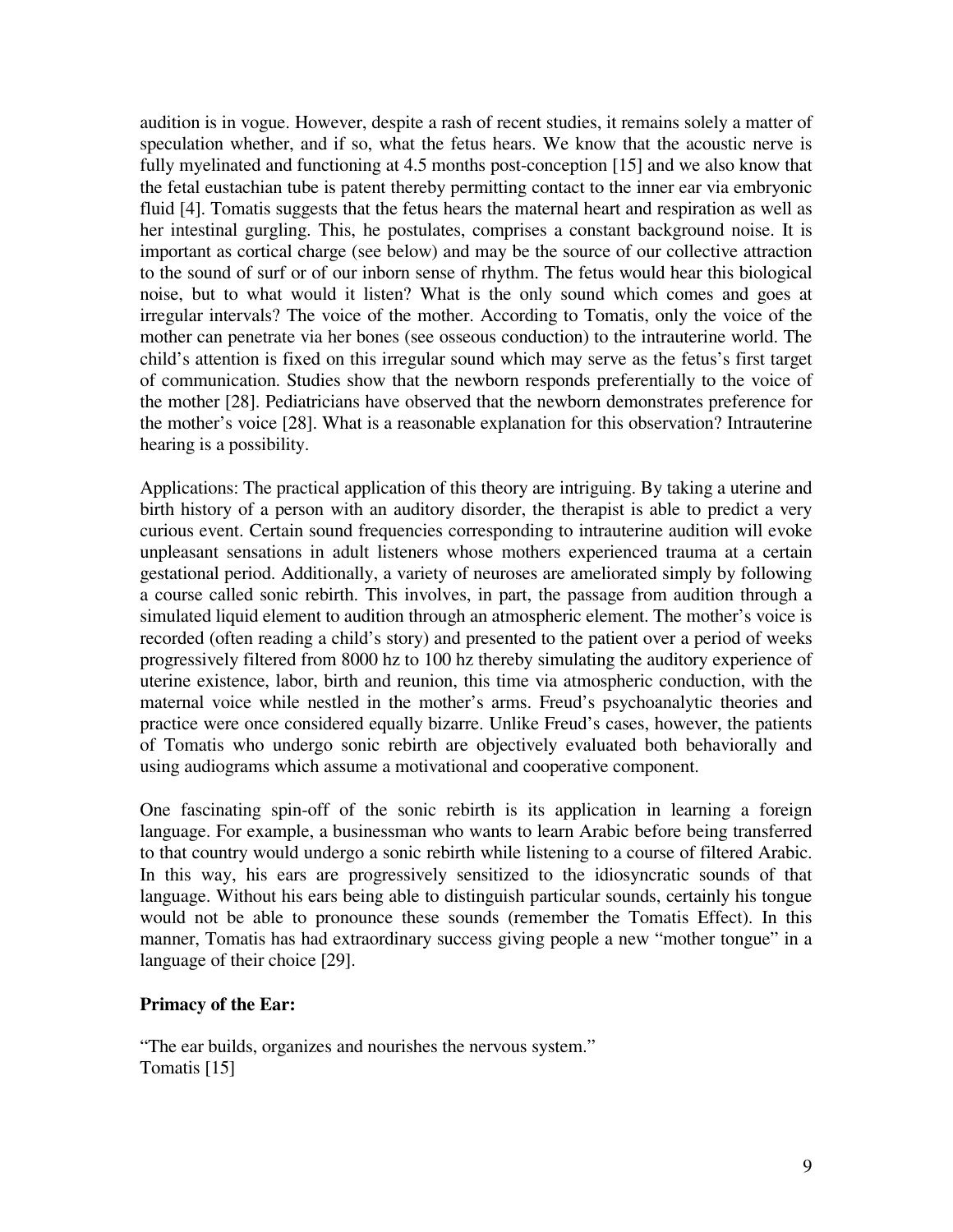audition is in vogue. However, despite a rash of recent studies, it remains solely a matter of speculation whether, and if so, what the fetus hears. We know that the acoustic nerve is fully myelinated and functioning at 4.5 months post-conception [15] and we also know that the fetal eustachian tube is patent thereby permitting contact to the inner ear via embryonic fluid [4]. Tomatis suggests that the fetus hears the maternal heart and respiration as well as her intestinal gurgling. This, he postulates, comprises a constant background noise. It is important as cortical charge (see below) and may be the source of our collective attraction to the sound of surf or of our inborn sense of rhythm. The fetus would hear this biological noise, but to what would it listen? What is the only sound which comes and goes at irregular intervals? The voice of the mother. According to Tomatis, only the voice of the mother can penetrate via her bones (see osseous conduction) to the intrauterine world. The child's attention is fixed on this irregular sound which may serve as the fetus's first target of communication. Studies show that the newborn responds preferentially to the voice of the mother [28]. Pediatricians have observed that the newborn demonstrates preference for the mother's voice [28]. What is a reasonable explanation for this observation? Intrauterine hearing is a possibility.

Applications: The practical application of this theory are intriguing. By taking a uterine and birth history of a person with an auditory disorder, the therapist is able to predict a very curious event. Certain sound frequencies corresponding to intrauterine audition will evoke unpleasant sensations in adult listeners whose mothers experienced trauma at a certain gestational period. Additionally, a variety of neuroses are ameliorated simply by following a course called sonic rebirth. This involves, in part, the passage from audition through a simulated liquid element to audition through an atmospheric element. The mother's voice is recorded (often reading a child's story) and presented to the patient over a period of weeks progressively filtered from 8000 hz to 100 hz thereby simulating the auditory experience of uterine existence, labor, birth and reunion, this time via atmospheric conduction, with the maternal voice while nestled in the mother's arms. Freud's psychoanalytic theories and practice were once considered equally bizarre. Unlike Freud's cases, however, the patients of Tomatis who undergo sonic rebirth are objectively evaluated both behaviorally and using audiograms which assume a motivational and cooperative component.

One fascinating spin-off of the sonic rebirth is its application in learning a foreign language. For example, a businessman who wants to learn Arabic before being transferred to that country would undergo a sonic rebirth while listening to a course of filtered Arabic. In this way, his ears are progressively sensitized to the idiosyncratic sounds of that language. Without his ears being able to distinguish particular sounds, certainly his tongue would not be able to pronounce these sounds (remember the Tomatis Effect). In this manner, Tomatis has had extraordinary success giving people a new "mother tongue" in a language of their choice [29].

**Primacy of the Ear:**

"The ear builds, organizes and nourishes the nervous system."
Tomatis [15]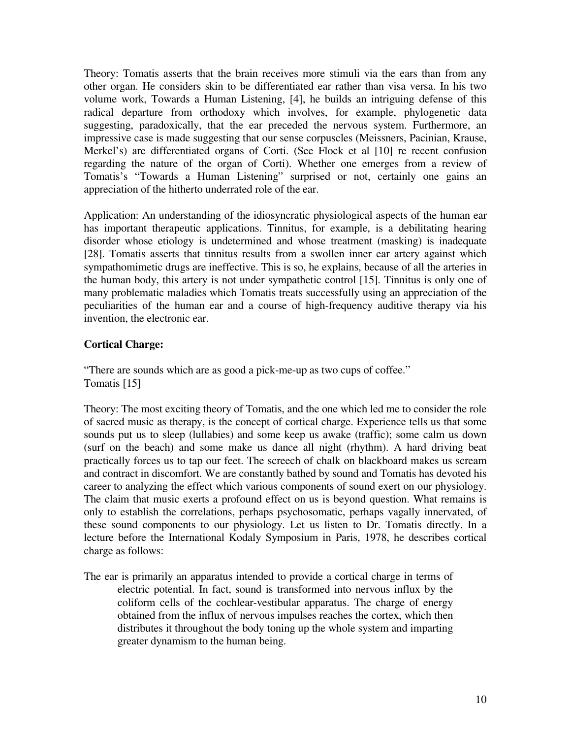Theory: Tomatis asserts that the brain receives more stimuli via the ears than from any other organ. He considers skin to be differentiated ear rather than visa versa. In his two volume work, Towards a Human Listening, [4], he builds an intriguing defense of this radical departure from orthodoxy which involves, for example, phylogenetic data suggesting, paradoxically, that the ear preceded the nervous system. Furthermore, an impressive case is made suggesting that our sense corpuscles (Meissners, Pacinian, Krause, Merkel's) are differentiated organs of Corti. (See Flock et al [10] re recent confusion regarding the nature of the organ of Corti). Whether one emerges from a review of Tomatis's "Towards a Human Listening" surprised or not, certainly one gains an appreciation of the hitherto underrated role of the ear.

Application: An understanding of the idiosyncratic physiological aspects of the human ear has important therapeutic applications. Tinnitus, for example, is a debilitating hearing disorder whose etiology is undetermined and whose treatment (masking) is inadequate [28]. Tomatis asserts that tinnitus results from a swollen inner ear artery against which sympathomimetic drugs are ineffective. This is so, he explains, because of all the arteries in the human body, this artery is not under sympathetic control [15]. Tinnitus is only one of many problematic maladies which Tomatis treats successfully using an appreciation of the peculiarities of the human ear and a course of high-frequency auditive therapy via his invention, the electronic ear.

**Cortical Charge:**

"There are sounds which are as good a pick-me-up as two cups of coffee."
Tomatis [15]

Theory: The most exciting theory of Tomatis, and the one which led me to consider the role of sacred music as therapy, is the concept of cortical charge. Experience tells us that some sounds put us to sleep (lullabies) and some keep us awake (traffic); some calm us down (surf on the beach) and some make us dance all night (rhythm). A hard driving beat practically forces us to tap our feet. The screech of chalk on blackboard makes us scream and contract in discomfort. We are constantly bathed by sound and Tomatis has devoted his career to analyzing the effect which various components of sound exert on our physiology. The claim that music exerts a profound effect on us is beyond question. What remains is only to establish the correlations, perhaps psychosomatic, perhaps vagally innervated, of these sound components to our physiology. Let us listen to Dr. Tomatis directly. In a lecture before the International Kodaly Symposium in Paris, 1978, he describes cortical charge as follows:

> The ear is primarily an apparatus intended to provide a cortical charge in terms of electric potential. In fact, sound is transformed into nervous influx by the coliform cells of the cochlear-vestibular apparatus. The charge of energy obtained from the influx of nervous impulses reaches the cortex, which then distributes it throughout the body toning up the whole system and imparting greater dynamism to the human being.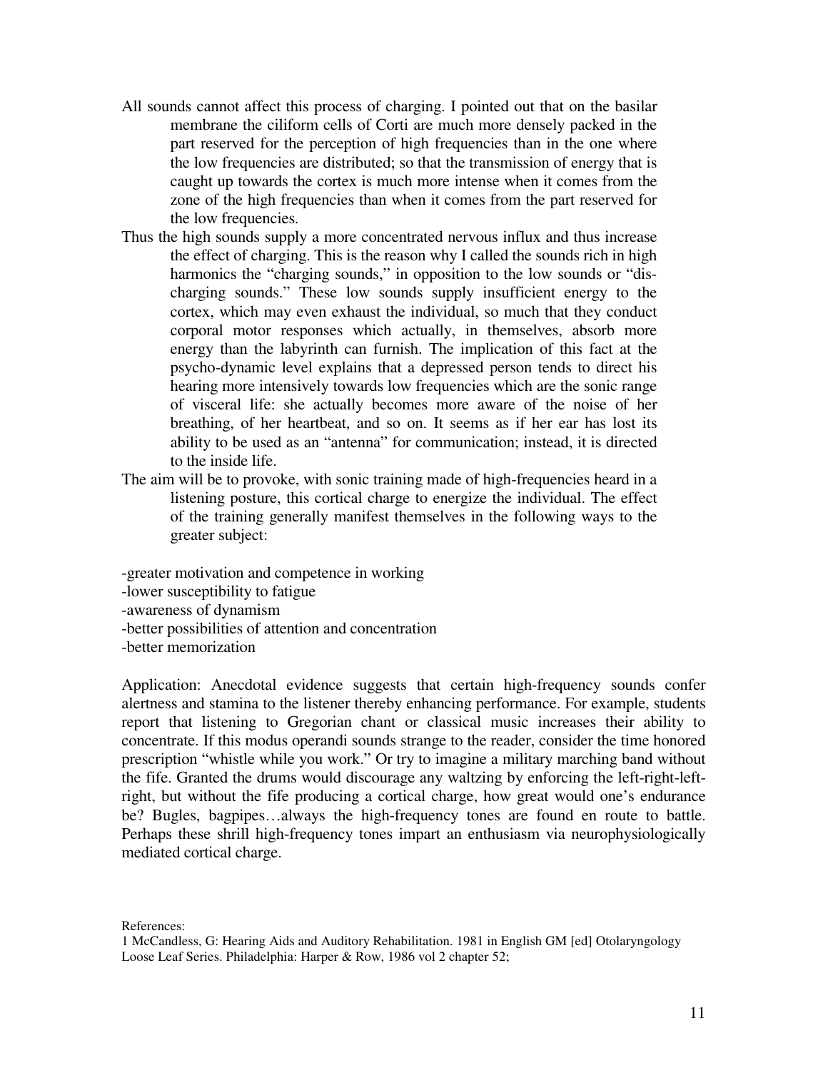All sounds cannot affect this process of charging. I pointed out that on the basilar membrane the ciliform cells of Corti are much more densely packed in the part reserved for the perception of high frequencies than in the one where the low frequencies are distributed; so that the transmission of energy that is caught up towards the cortex is much more intense when it comes from the zone of the high frequencies than when it comes from the part reserved for the low frequencies.

Thus the high sounds supply a more concentrated nervous influx and thus increase the effect of charging. This is the reason why I called the sounds rich in high harmonics the "charging sounds," in opposition to the low sounds or "dis-charging sounds." These low sounds supply insufficient energy to the cortex, which may even exhaust the individual, so much that they conduct corporal motor responses which actually, in themselves, absorb more energy than the labyrinth can furnish. The implication of this fact at the psycho-dynamic level explains that a depressed person tends to direct his hearing more intensively towards low frequencies which are the sonic range of visceral life: she actually becomes more aware of the noise of her breathing, of her heartbeat, and so on. It seems as if her ear has lost its ability to be used as an "antenna" for communication; instead, it is directed to the inside life.

The aim will be to provoke, with sonic training made of high-frequencies heard in a listening posture, this cortical charge to energize the individual. The effect of the training generally manifest themselves in the following ways to the greater subject:

-greater motivation and competence in working
-lower susceptibility to fatigue
-awareness of dynamism
-better possibilities of attention and concentration
-better memorization

Application: Anecdotal evidence suggests that certain high-frequency sounds confer alertness and stamina to the listener thereby enhancing performance. For example, students report that listening to Gregorian chant or classical music increases their ability to concentrate. If this modus operandi sounds strange to the reader, consider the time honored prescription "whistle while you work." Or try to imagine a military marching band without the fife. Granted the drums would discourage any waltzing by enforcing the left-right-left-right, but without the fife producing a cortical charge, how great would one's endurance be? Bugles, bagpipes…always the high-frequency tones are found en route to battle. Perhaps these shrill high-frequency tones impart an enthusiasm via neurophysiologically mediated cortical charge.

References:

1 McCandless, G: Hearing Aids and Auditory Rehabilitation. 1981 in English GM [ed] Otolaryngology Loose Leaf Series. Philadelphia: Harper & Row, 1986 vol 2 chapter 52;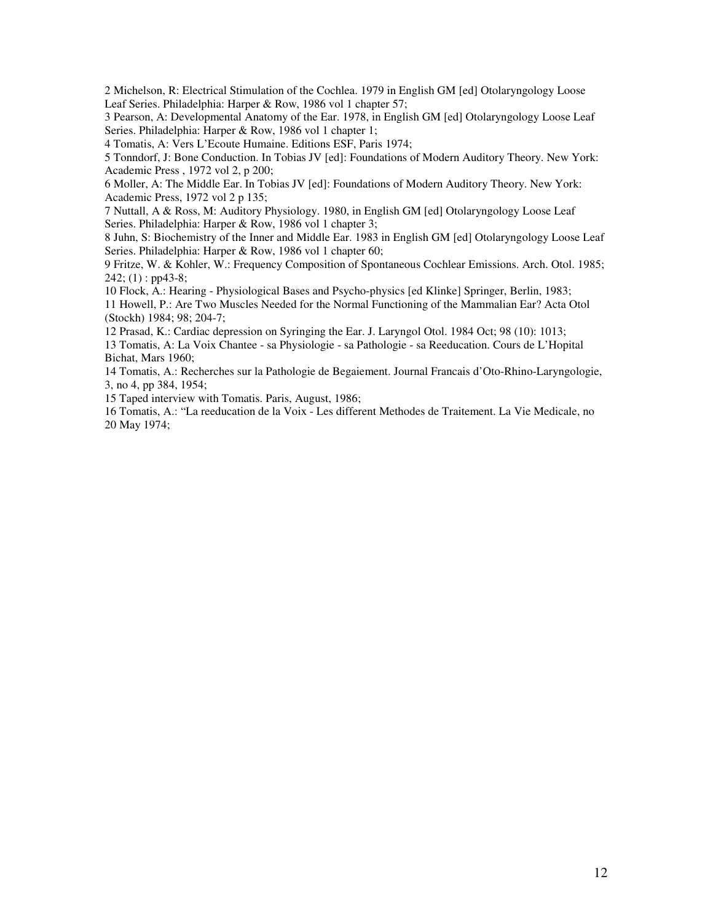2 Michelson, R: Electrical Stimulation of the Cochlea. 1979 in English GM [ed] Otolaryngology Loose Leaf Series. Philadelphia: Harper & Row, 1986 vol 1 chapter 57;

3 Pearson, A: Developmental Anatomy of the Ear. 1978, in English GM [ed] Otolaryngology Loose Leaf Series. Philadelphia: Harper & Row, 1986 vol 1 chapter 1;

4 Tomatis, A: Vers L'Ecoute Humaine. Editions ESF, Paris 1974;

5 Tonndorf, J: Bone Conduction. In Tobias JV [ed]: Foundations of Modern Auditory Theory. New York: Academic Press , 1972 vol 2, p 200;

6 Moller, A: The Middle Ear. In Tobias JV [ed]: Foundations of Modern Auditory Theory. New York: Academic Press, 1972 vol 2 p 135;

7 Nuttall, A & Ross, M: Auditory Physiology. 1980, in English GM [ed] Otolaryngology Loose Leaf Series. Philadelphia: Harper & Row, 1986 vol 1 chapter 3;

8 Juhn, S: Biochemistry of the Inner and Middle Ear. 1983 in English GM [ed] Otolaryngology Loose Leaf Series. Philadelphia: Harper & Row, 1986 vol 1 chapter 60;

9 Fritze, W. & Kohler, W.: Frequency Composition of Spontaneous Cochlear Emissions. Arch. Otol. 1985; 242; (1) : pp43-8;

10 Flock, A.: Hearing - Physiological Bases and Psycho-physics [ed Klinke] Springer, Berlin, 1983;

11 Howell, P.: Are Two Muscles Needed for the Normal Functioning of the Mammalian Ear? Acta Otol (Stockh) 1984; 98; 204-7;

12 Prasad, K.: Cardiac depression on Syringing the Ear. J. Laryngol Otol. 1984 Oct; 98 (10): 1013;

13 Tomatis, A: La Voix Chantee - sa Physiologie - sa Pathologie - sa Reeducation. Cours de L'Hopital Bichat, Mars 1960;

14 Tomatis, A.: Recherches sur la Pathologie de Begaiement. Journal Francais d'Oto-Rhino-Laryngologie, 3, no 4, pp 384, 1954;

15 Taped interview with Tomatis. Paris, August, 1986;

16 Tomatis, A.: "La reeducation de la Voix - Les different Methodes de Traitement. La Vie Medicale, no 20 May 1974;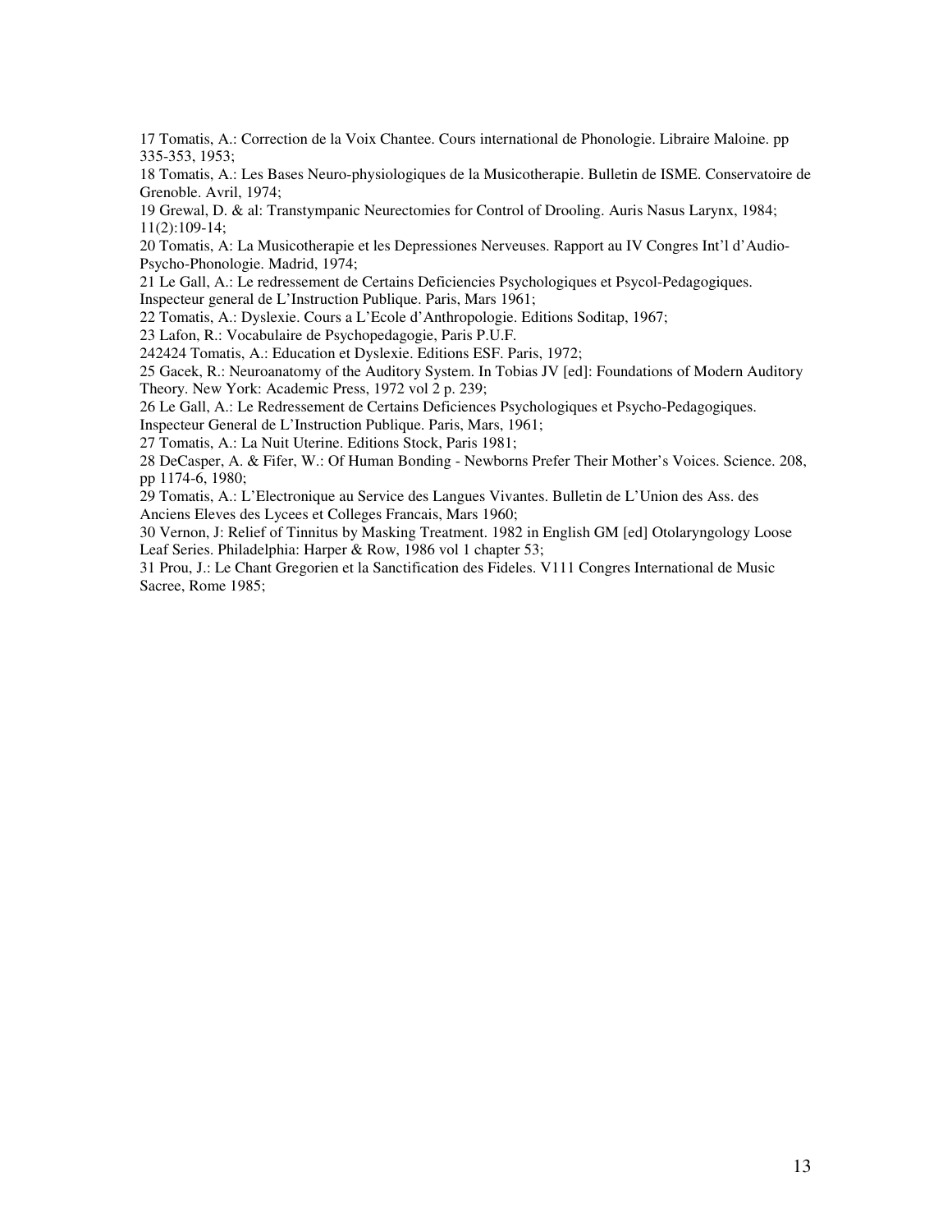17 Tomatis, A.: Correction de la Voix Chantee. Cours international de Phonologie. Libraire Maloine. pp 335-353, 1953;

18 Tomatis, A.: Les Bases Neuro-physiologiques de la Musicotherapie. Bulletin de ISME. Conservatoire de Grenoble. Avril, 1974;

19 Grewal, D. & al: Transtympanic Neurectomies for Control of Drooling. Auris Nasus Larynx, 1984; 11(2):109-14;

20 Tomatis, A: La Musicotherapie et les Depressiones Nerveuses. Rapport au IV Congres Int'l d'Audio-Psycho-Phonologie. Madrid, 1974;

21 Le Gall, A.: Le redressement de Certains Deficiencies Psychologiques et Psycol-Pedagogiques. Inspecteur general de L'Instruction Publique. Paris, Mars 1961;

22 Tomatis, A.: Dyslexie. Cours a L'Ecole d'Anthropologie. Editions Soditap, 1967;

23 Lafon, R.: Vocabulaire de Psychopedagogie, Paris P.U.F.

242424 Tomatis, A.: Education et Dyslexie. Editions ESF. Paris, 1972;

25 Gacek, R.: Neuroanatomy of the Auditory System. In Tobias JV [ed]: Foundations of Modern Auditory Theory. New York: Academic Press, 1972 vol 2 p. 239;

26 Le Gall, A.: Le Redressement de Certains Deficiences Psychologiques et Psycho-Pedagogiques. Inspecteur General de L'Instruction Publique. Paris, Mars, 1961;

27 Tomatis, A.: La Nuit Uterine. Editions Stock, Paris 1981;

28 DeCasper, A. & Fifer, W.: Of Human Bonding - Newborns Prefer Their Mother's Voices. Science. 208, pp 1174-6, 1980;

29 Tomatis, A.: L'Electronique au Service des Langues Vivantes. Bulletin de L'Union des Ass. des Anciens Eleves des Lycees et Colleges Francais, Mars 1960;

30 Vernon, J: Relief of Tinnitus by Masking Treatment. 1982 in English GM [ed] Otolaryngology Loose Leaf Series. Philadelphia: Harper & Row, 1986 vol 1 chapter 53;

31 Prou, J.: Le Chant Gregorien et la Sanctification des Fideles. V111 Congres International de Music Sacree, Rome 1985;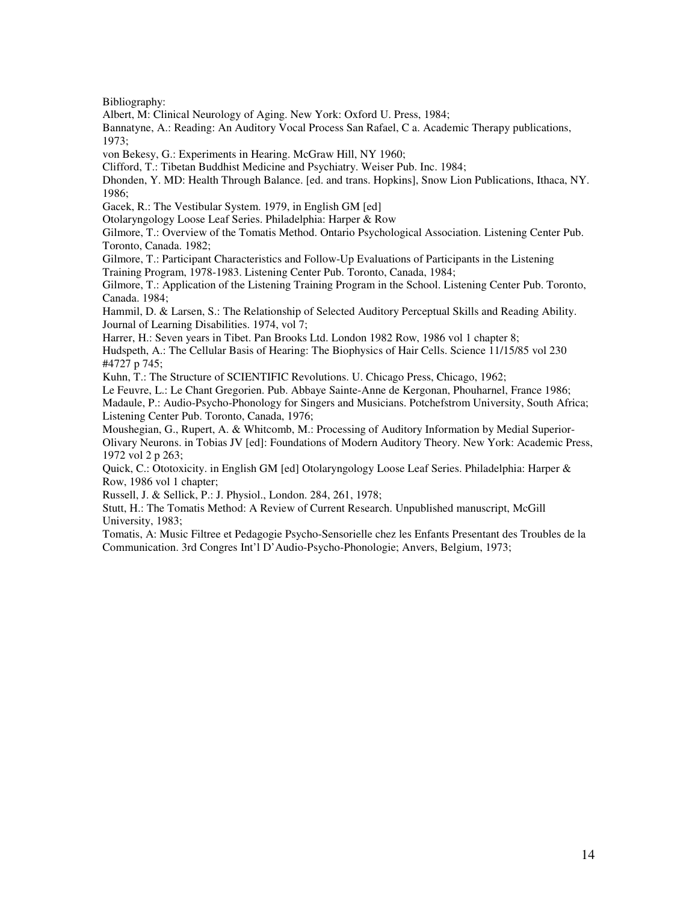Bibliography:

Albert, M: Clinical Neurology of Aging. New York: Oxford U. Press, 1984;

Bannatyne, A.: Reading: An Auditory Vocal Process San Rafael, C a. Academic Therapy publications, 1973;

von Bekesy, G.: Experiments in Hearing. McGraw Hill, NY 1960;

Clifford, T.: Tibetan Buddhist Medicine and Psychiatry. Weiser Pub. Inc. 1984;

Dhonden, Y. MD: Health Through Balance. [ed. and trans. Hopkins], Snow Lion Publications, Ithaca, NY. 1986;

Gacek, R.: The Vestibular System. 1979, in English GM [ed]

Otolaryngology Loose Leaf Series. Philadelphia: Harper & Row

Gilmore, T.: Overview of the Tomatis Method. Ontario Psychological Association. Listening Center Pub. Toronto, Canada. 1982;

Gilmore, T.: Participant Characteristics and Follow-Up Evaluations of Participants in the Listening Training Program, 1978-1983. Listening Center Pub. Toronto, Canada, 1984;

Gilmore, T.: Application of the Listening Training Program in the School. Listening Center Pub. Toronto, Canada. 1984;

Hammil, D. & Larsen, S.: The Relationship of Selected Auditory Perceptual Skills and Reading Ability. Journal of Learning Disabilities. 1974, vol 7;

Harrer, H.: Seven years in Tibet. Pan Brooks Ltd. London 1982 Row, 1986 vol 1 chapter 8;

Hudspeth, A.: The Cellular Basis of Hearing: The Biophysics of Hair Cells. Science 11/15/85 vol 230 #4727 p 745;

Kuhn, T.: The Structure of SCIENTIFIC Revolutions. U. Chicago Press, Chicago, 1962;

Le Feuvre, L.: Le Chant Gregorien. Pub. Abbaye Sainte-Anne de Kergonan, Phouharnel, France 1986;

Madaule, P.: Audio-Psycho-Phonology for Singers and Musicians. Potchefstrom University, South Africa; Listening Center Pub. Toronto, Canada, 1976;

Moushegian, G., Rupert, A. & Whitcomb, M.: Processing of Auditory Information by Medial Superior-Olivary Neurons. in Tobias JV [ed]: Foundations of Modern Auditory Theory. New York: Academic Press, 1972 vol 2 p 263;

Quick, C.: Ototoxicity. in English GM [ed] Otolaryngology Loose Leaf Series. Philadelphia: Harper & Row, 1986 vol 1 chapter;

Russell, J. & Sellick, P.: J. Physiol., London. 284, 261, 1978;

Stutt, H.: The Tomatis Method: A Review of Current Research. Unpublished manuscript, McGill University, 1983;

Tomatis, A: Music Filtree et Pedagogie Psycho-Sensorielle chez les Enfants Presentant des Troubles de la Communication. 3rd Congres Int'l D'Audio-Psycho-Phonologie; Anvers, Belgium, 1973;